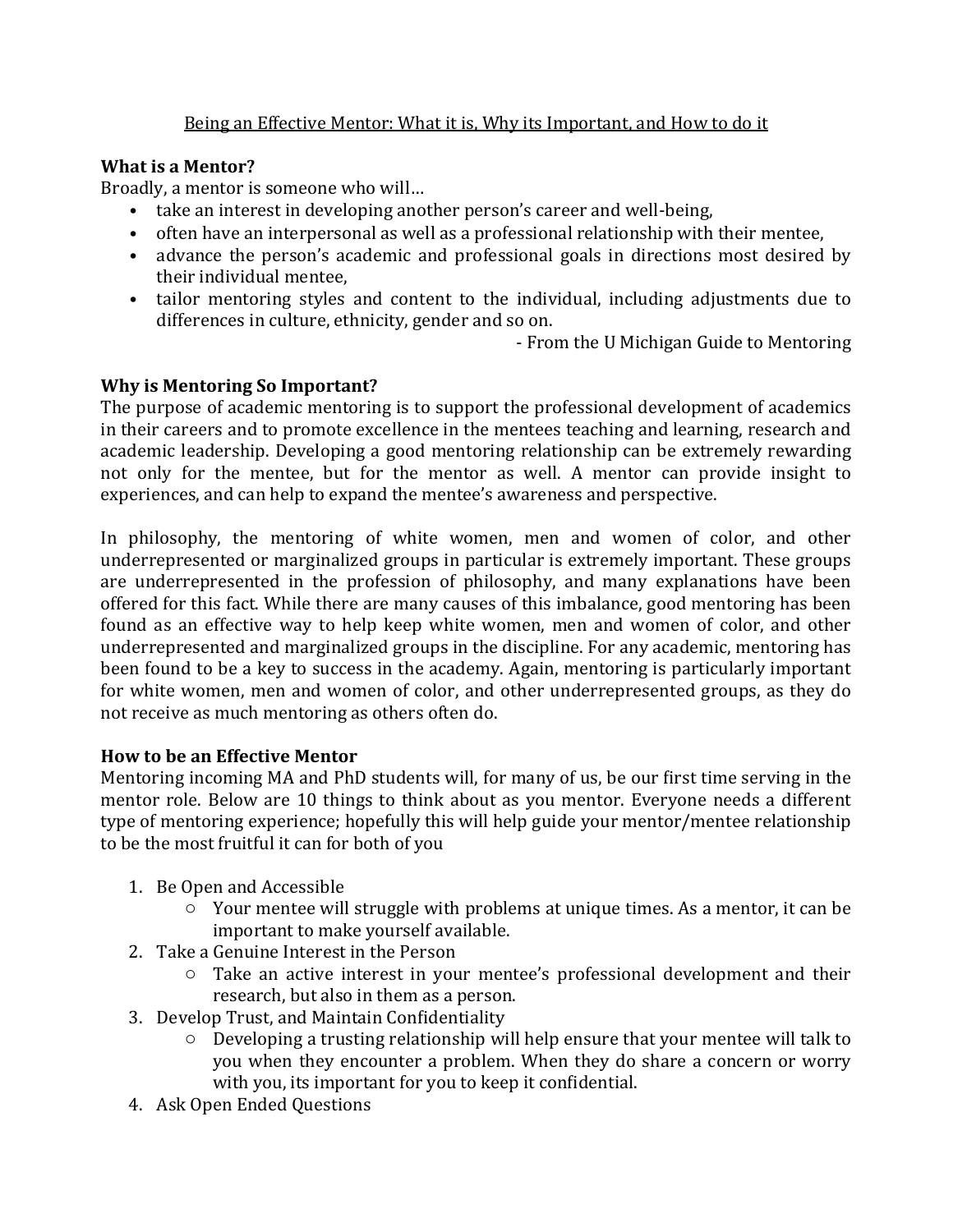# Being an Effective Mentor: What it is, Why its Important, and How to do it

## What is a Mentor?

Broadly, a mentor is someone who will…

- take an interest in developing another person's career and well-being,
- often have an interpersonal as well as a professional relationship with their mentee,
- advance the person's academic and professional goals in directions most desired by their individual mentee,
- tailor mentoring styles and content to the individual, including adjustments due to differences in culture, ethnicity, gender and so on.

- From the U Michigan Guide to Mentoring

## Why is Mentoring So Important?

The purpose of academic mentoring is to support the professional development of academics in their careers and to promote excellence in the mentees teaching and learning, research and academic leadership. Developing a good mentoring relationship can be extremely rewarding not only for the mentee, but for the mentor as well. A mentor can provide insight to experiences, and can help to expand the mentee's awareness and perspective.

In philosophy, the mentoring of white women, men and women of color, and other underrepresented or marginalized groups in particular is extremely important. These groups are underrepresented in the profession of philosophy, and many explanations have been offered for this fact. While there are many causes of this imbalance, good mentoring has been found as an effective way to help keep white women, men and women of color, and other underrepresented and marginalized groups in the discipline. For any academic, mentoring has been found to be a key to success in the academy. Again, mentoring is particularly important for white women, men and women of color, and other underrepresented groups, as they do not receive as much mentoring as others often do.

## How to be an Effective Mentor

Mentoring incoming MA and PhD students will, for many of us, be our first time serving in the mentor role. Below are 10 things to think about as you mentor. Everyone needs a different type of mentoring experience; hopefully this will help guide your mentor/mentee relationship to be the most fruitful it can for both of you

1. Be Open and Accessible
   - Your mentee will struggle with problems at unique times. As a mentor, it can be important to make yourself available.
2. Take a Genuine Interest in the Person
   - Take an active interest in your mentee's professional development and their research, but also in them as a person.
3. Develop Trust, and Maintain Confidentiality
   - Developing a trusting relationship will help ensure that your mentee will talk to you when they encounter a problem. When they do share a concern or worry with you, its important for you to keep it confidential.
4. Ask Open Ended Questions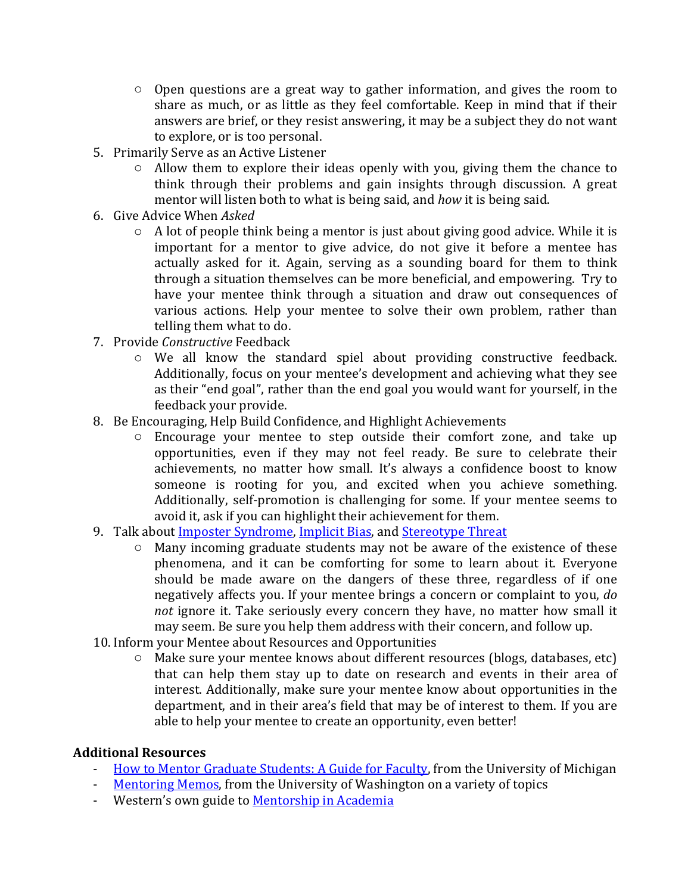- Open questions are a great way to gather information, and gives the room to share as much, or as little as they feel comfortable. Keep in mind that if their answers are brief, or they resist answering, it may be a subject they do not want to explore, or is too personal.

5. Primarily Serve as an Active Listener
   - Allow them to explore their ideas openly with you, giving them the chance to think through their problems and gain insights through discussion. A great mentor will listen both to what is being said, and *how* it is being said.
6. Give Advice When *Asked*
   - A lot of people think being a mentor is just about giving good advice. While it is important for a mentor to give advice, do not give it before a mentee has actually asked for it. Again, serving as a sounding board for them to think through a situation themselves can be more beneficial, and empowering. Try to have your mentee think through a situation and draw out consequences of various actions. Help your mentee to solve their own problem, rather than telling them what to do.
7. Provide *Constructive* Feedback
   - We all know the standard spiel about providing constructive feedback. Additionally, focus on your mentee's development and achieving what they see as their "end goal", rather than the end goal you would want for yourself, in the feedback your provide.
8. Be Encouraging, Help Build Confidence, and Highlight Achievements
   - Encourage your mentee to step outside their comfort zone, and take up opportunities, even if they may not feel ready. Be sure to celebrate their achievements, no matter how small. It's always a confidence boost to know someone is rooting for you, and excited when you achieve something. Additionally, self-promotion is challenging for some. If your mentee seems to avoid it, ask if you can highlight their achievement for them.
9. Talk about Imposter Syndrome, Implicit Bias, and Stereotype Threat
   - Many incoming graduate students may not be aware of the existence of these phenomena, and it can be comforting for some to learn about it. Everyone should be made aware on the dangers of these three, regardless of if one negatively affects you. If your mentee brings a concern or complaint to you, *do not* ignore it. Take seriously every concern they have, no matter how small it may seem. Be sure you help them address with their concern, and follow up.
10. Inform your Mentee about Resources and Opportunities
    - Make sure your mentee knows about different resources (blogs, databases, etc) that can help them stay up to date on research and events in their area of interest. Additionally, make sure your mentee know about opportunities in the department, and in their area's field that may be of interest to them. If you are able to help your mentee to create an opportunity, even better!

**Additional Resources**

- How to Mentor Graduate Students: A Guide for Faculty, from the University of Michigan
- Mentoring Memos, from the University of Washington on a variety of topics
- Western's own guide to Mentorship in Academia